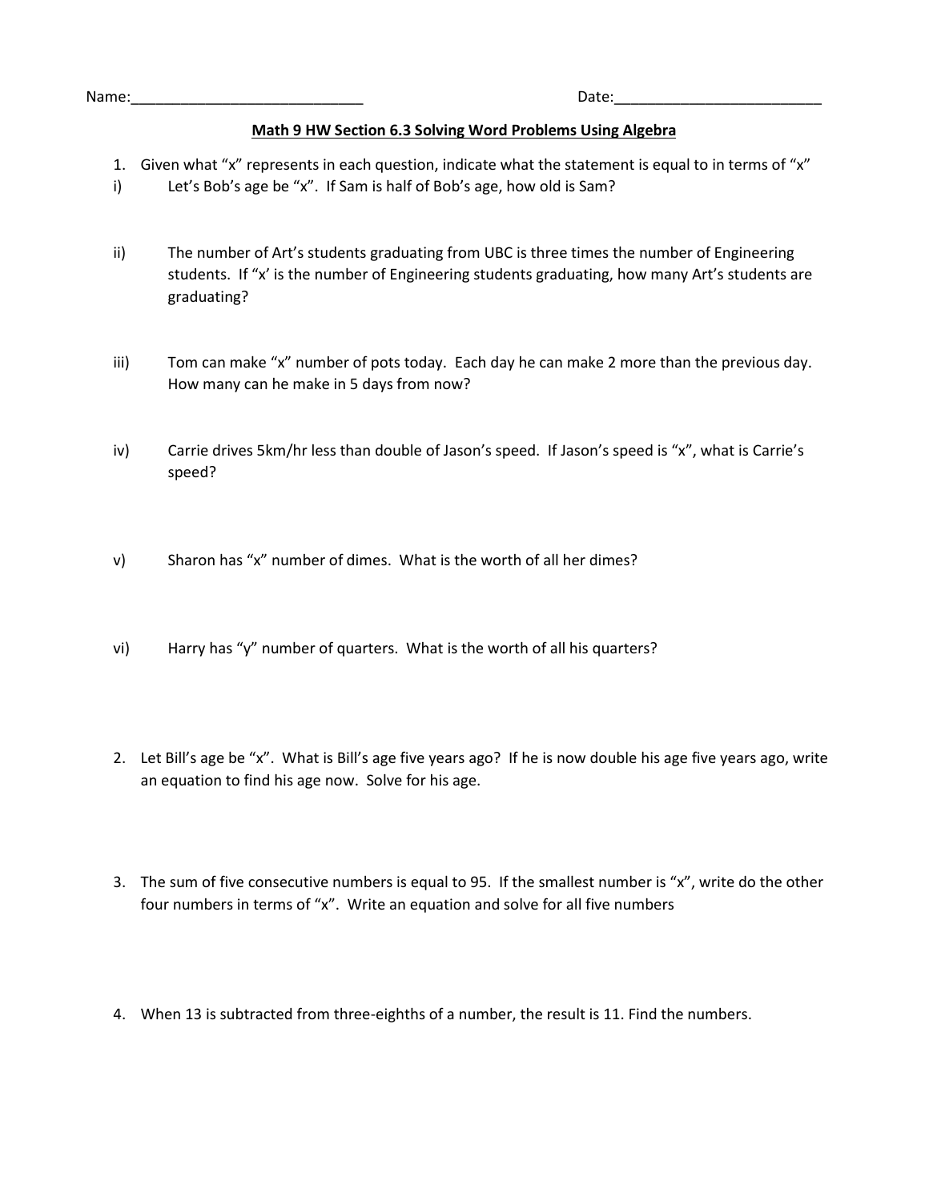Name:____________________________ Date:_________________________

**Math 9 HW Section 6.3 Solving Word Problems Using Algebra**

1. Given what "x" represents in each question, indicate what the statement is equal to in terms of "x"

i) Let's Bob's age be "x". If Sam is half of Bob's age, how old is Sam?

ii) The number of Art's students graduating from UBC is three times the number of Engineering students. If "x' is the number of Engineering students graduating, how many Art's students are graduating?

iii) Tom can make "x" number of pots today. Each day he can make 2 more than the previous day. How many can he make in 5 days from now?

iv) Carrie drives 5km/hr less than double of Jason's speed. If Jason's speed is "x", what is Carrie's speed?

v) Sharon has "x" number of dimes. What is the worth of all her dimes?

vi) Harry has "y" number of quarters. What is the worth of all his quarters?

2. Let Bill's age be "x". What is Bill's age five years ago? If he is now double his age five years ago, write an equation to find his age now. Solve for his age.

3. The sum of five consecutive numbers is equal to 95. If the smallest number is "x", write do the other four numbers in terms of "x". Write an equation and solve for all five numbers

4. When 13 is subtracted from three-eighths of a number, the result is 11. Find the numbers.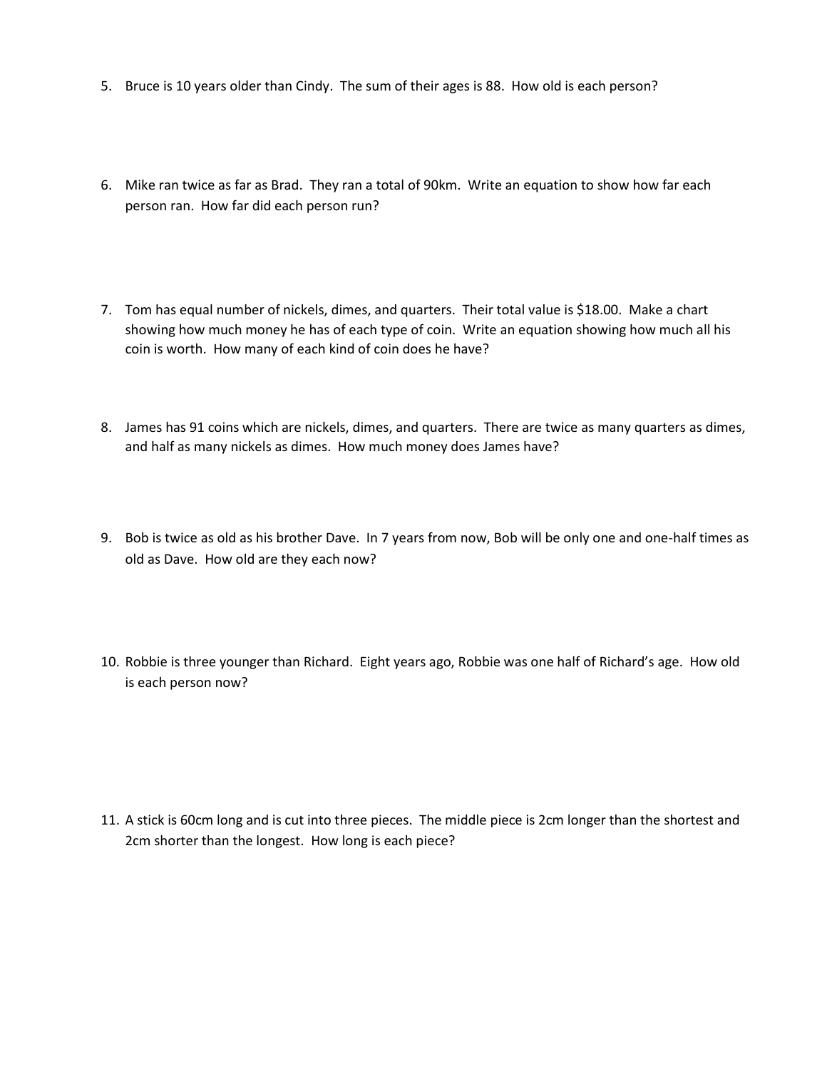5. Bruce is 10 years older than Cindy. The sum of their ages is 88. How old is each person?

6. Mike ran twice as far as Brad. They ran a total of 90km. Write an equation to show how far each person ran. How far did each person run?

7. Tom has equal number of nickels, dimes, and quarters. Their total value is $18.00. Make a chart showing how much money he has of each type of coin. Write an equation showing how much all his coin is worth. How many of each kind of coin does he have?

8. James has 91 coins which are nickels, dimes, and quarters. There are twice as many quarters as dimes, and half as many nickels as dimes. How much money does James have?

9. Bob is twice as old as his brother Dave. In 7 years from now, Bob will be only one and one-half times as old as Dave. How old are they each now?

10. Robbie is three younger than Richard. Eight years ago, Robbie was one half of Richard's age. How old is each person now?

11. A stick is 60cm long and is cut into three pieces. The middle piece is 2cm longer than the shortest and 2cm shorter than the longest. How long is each piece?